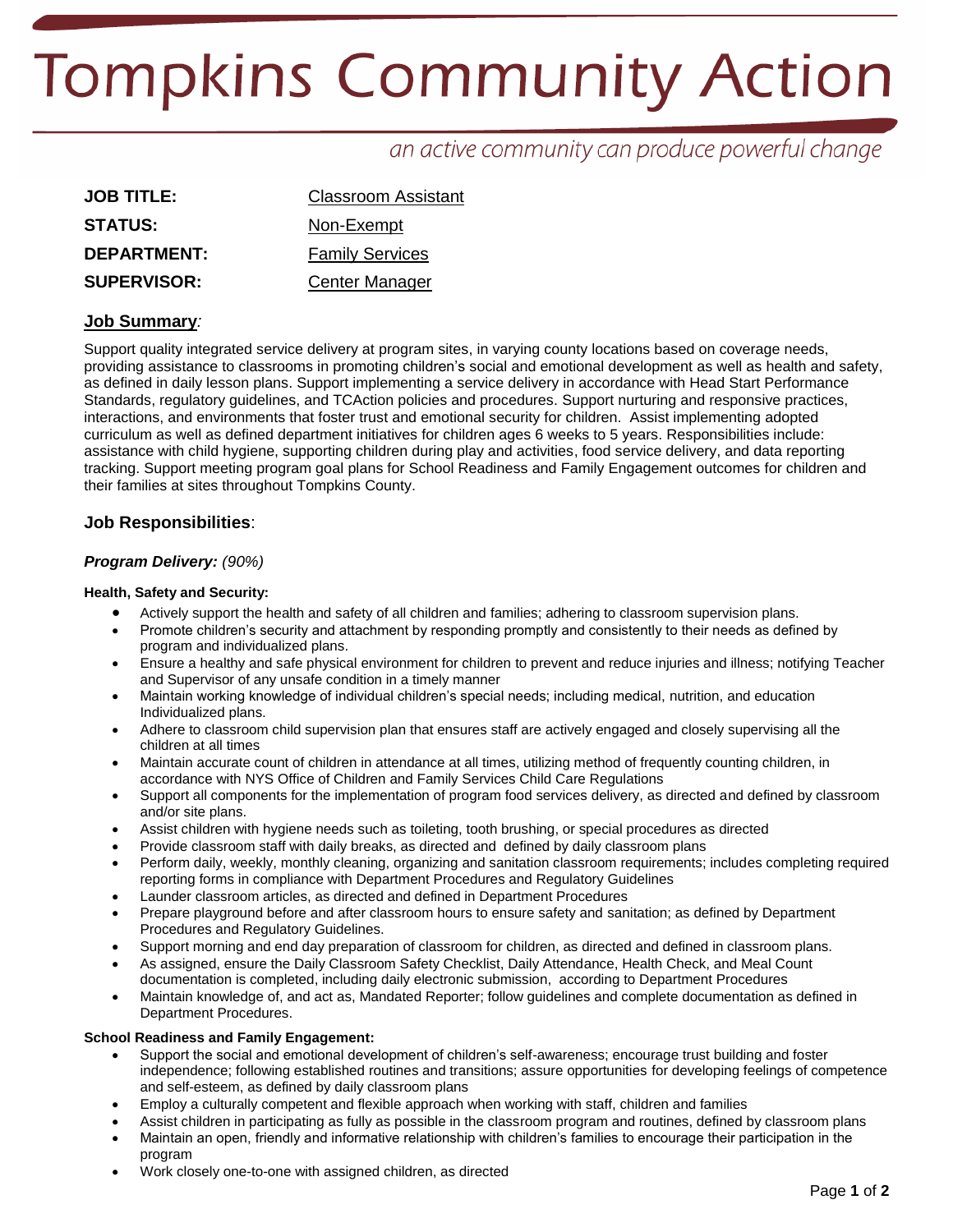# Tompkins Community Action

*an active community can produce powerful change*

| | |
|---|---|
| **JOB TITLE:** | Classroom Assistant |
| **STATUS:** | Non-Exempt |
| **DEPARTMENT:** | Family Services |
| **SUPERVISOR:** | Center Manager |

## Job Summary*:*

Support quality integrated service delivery at program sites, in varying county locations based on coverage needs, providing assistance to classrooms in promoting children's social and emotional development as well as health and safety, as defined in daily lesson plans. Support implementing a service delivery in accordance with Head Start Performance Standards, regulatory guidelines, and TCAction policies and procedures. Support nurturing and responsive practices, interactions, and environments that foster trust and emotional security for children. Assist implementing adopted curriculum as well as defined department initiatives for children ages 6 weeks to 5 years. Responsibilities include: assistance with child hygiene, supporting children during play and activities, food service delivery, and data reporting tracking. Support meeting program goal plans for School Readiness and Family Engagement outcomes for children and their families at sites throughout Tompkins County.

## Job Responsibilities:

### *Program Delivery: (90%)*

**Health, Safety and Security:**

- Actively support the health and safety of all children and families; adhering to classroom supervision plans.
- Promote children's security and attachment by responding promptly and consistently to their needs as defined by program and individualized plans.
- Ensure a healthy and safe physical environment for children to prevent and reduce injuries and illness; notifying Teacher and Supervisor of any unsafe condition in a timely manner
- Maintain working knowledge of individual children's special needs; including medical, nutrition, and education Individualized plans.
- Adhere to classroom child supervision plan that ensures staff are actively engaged and closely supervising all the children at all times
- Maintain accurate count of children in attendance at all times, utilizing method of frequently counting children, in accordance with NYS Office of Children and Family Services Child Care Regulations
- Support all components for the implementation of program food services delivery, as directed and defined by classroom and/or site plans.
- Assist children with hygiene needs such as toileting, tooth brushing, or special procedures as directed
- Provide classroom staff with daily breaks, as directed and defined by daily classroom plans
- Perform daily, weekly, monthly cleaning, organizing and sanitation classroom requirements; includes completing required reporting forms in compliance with Department Procedures and Regulatory Guidelines
- Launder classroom articles, as directed and defined in Department Procedures
- Prepare playground before and after classroom hours to ensure safety and sanitation; as defined by Department Procedures and Regulatory Guidelines.
- Support morning and end day preparation of classroom for children, as directed and defined in classroom plans.
- As assigned, ensure the Daily Classroom Safety Checklist, Daily Attendance, Health Check, and Meal Count documentation is completed, including daily electronic submission, according to Department Procedures
- Maintain knowledge of, and act as, Mandated Reporter; follow guidelines and complete documentation as defined in Department Procedures.

**School Readiness and Family Engagement:**

- Support the social and emotional development of children's self-awareness; encourage trust building and foster independence; following established routines and transitions; assure opportunities for developing feelings of competence and self-esteem, as defined by daily classroom plans
- Employ a culturally competent and flexible approach when working with staff, children and families
- Assist children in participating as fully as possible in the classroom program and routines, defined by classroom plans
- Maintain an open, friendly and informative relationship with children's families to encourage their participation in the program
- Work closely one-to-one with assigned children, as directed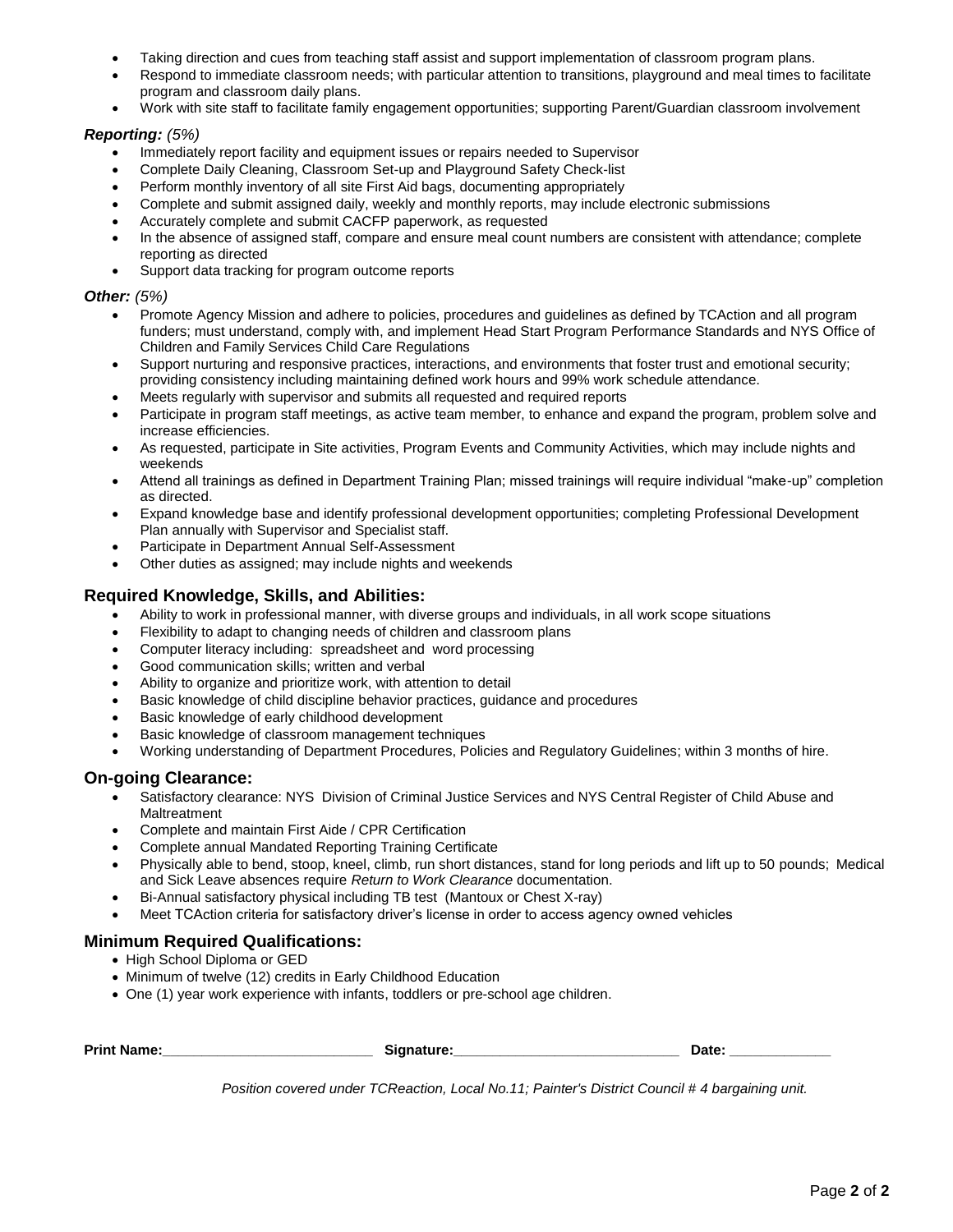- Taking direction and cues from teaching staff assist and support implementation of classroom program plans.
- Respond to immediate classroom needs; with particular attention to transitions, playground and meal times to facilitate program and classroom daily plans.
- Work with site staff to facilitate family engagement opportunities; supporting Parent/Guardian classroom involvement

***Reporting:*** *(5%)*

- Immediately report facility and equipment issues or repairs needed to Supervisor
- Complete Daily Cleaning, Classroom Set-up and Playground Safety Check-list
- Perform monthly inventory of all site First Aid bags, documenting appropriately
- Complete and submit assigned daily, weekly and monthly reports, may include electronic submissions
- Accurately complete and submit CACFP paperwork, as requested
- In the absence of assigned staff, compare and ensure meal count numbers are consistent with attendance; complete reporting as directed
- Support data tracking for program outcome reports

***Other:*** *(5%)*

- Promote Agency Mission and adhere to policies, procedures and guidelines as defined by TCAction and all program funders; must understand, comply with, and implement Head Start Program Performance Standards and NYS Office of Children and Family Services Child Care Regulations
- Support nurturing and responsive practices, interactions, and environments that foster trust and emotional security; providing consistency including maintaining defined work hours and 99% work schedule attendance.
- Meets regularly with supervisor and submits all requested and required reports
- Participate in program staff meetings, as active team member, to enhance and expand the program, problem solve and increase efficiencies.
- As requested, participate in Site activities, Program Events and Community Activities, which may include nights and weekends
- Attend all trainings as defined in Department Training Plan; missed trainings will require individual "make-up" completion as directed.
- Expand knowledge base and identify professional development opportunities; completing Professional Development Plan annually with Supervisor and Specialist staff.
- Participate in Department Annual Self-Assessment
- Other duties as assigned; may include nights and weekends

## Required Knowledge, Skills, and Abilities:

- Ability to work in professional manner, with diverse groups and individuals, in all work scope situations
- Flexibility to adapt to changing needs of children and classroom plans
- Computer literacy including: spreadsheet and word processing
- Good communication skills; written and verbal
- Ability to organize and prioritize work, with attention to detail
- Basic knowledge of child discipline behavior practices, guidance and procedures
- Basic knowledge of early childhood development
- Basic knowledge of classroom management techniques
- Working understanding of Department Procedures, Policies and Regulatory Guidelines; within 3 months of hire.

## On-going Clearance:

- Satisfactory clearance: NYS Division of Criminal Justice Services and NYS Central Register of Child Abuse and Maltreatment
- Complete and maintain First Aide / CPR Certification
- Complete annual Mandated Reporting Training Certificate
- Physically able to bend, stoop, kneel, climb, run short distances, stand for long periods and lift up to 50 pounds; Medical and Sick Leave absences require *Return to Work Clearance* documentation.
- Bi-Annual satisfactory physical including TB test (Mantoux or Chest X-ray)
- Meet TCAction criteria for satisfactory driver's license in order to access agency owned vehicles

## Minimum Required Qualifications:

- High School Diploma or GED
- Minimum of twelve (12) credits in Early Childhood Education
- One (1) year work experience with infants, toddlers or pre-school age children.

**Print Name:**___________________________ **Signature:**_____________________________ **Date:** _____________

*Position covered under TCReaction, Local No.11; Painter's District Council # 4 bargaining unit.*